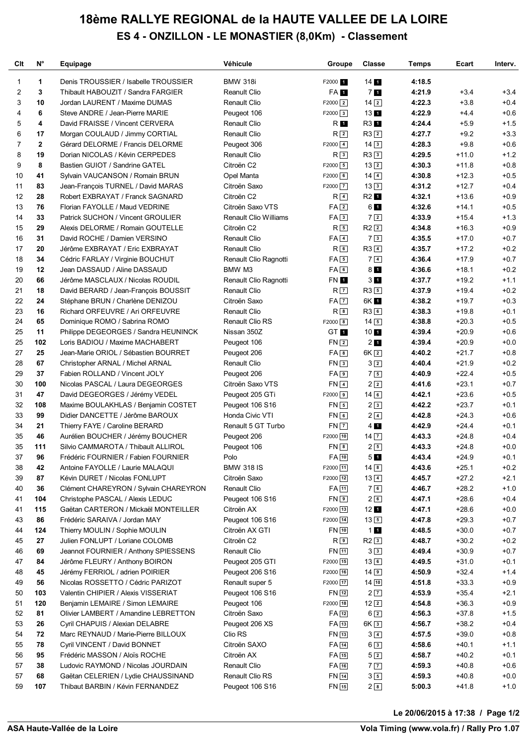# 18ème RALLYE REGIONAL de la HAUTE VALLEE DE LA LOIRE

## ES 4 - ONZILLON - LE MONASTIER (8,0Km) - Classement

| Clt | N° | Equipage | Véhicule | Groupe | Classe | Temps | Ecart | Interv. |
|---|---|---|---|---|---|---|---|---|
| 1 | 1 | Denis TROUSSIER / Isabelle TROUSSIER | BMW 318i | F2000 1 | 14 1 | 4:18.5 | | |
| 2 | 3 | Thibault HABOUZIT / Sandra FARGIER | Reanult Clio | FA 1 | 7 1 | 4:21.9 | +3.4 | +3.4 |
| 3 | 10 | Jordan LAURENT / Maxime DUMAS | Renault Clio | F2000 2 | 14 2 | 4:22.3 | +3.8 | +0.4 |
| 4 | 6 | Steve ANDRE / Jean-Pierre MARIE | Peugeot 106 | F2000 3 | 13 1 | 4:22.9 | +4.4 | +0.6 |
| 5 | 4 | David FRAISSE / Vincent CERVERA | Renault Clio | R 1 | R3 1 | 4:24.4 | +5.9 | +1.5 |
| 6 | 17 | Morgan COULAUD / Jimmy CORTIAL | Renault Clio | R 2 | R3 2 | 4:27.7 | +9.2 | +3.3 |
| 7 | 2 | Gérard DELORME / Francis DELORME | Peugeot 306 | F2000 4 | 14 3 | 4:28.3 | +9.8 | +0.6 |
| 8 | 19 | Dorian NICOLAS / Kévin CERPEDES | Renault Clio | R 3 | R3 3 | 4:29.5 | +11.0 | +1.2 |
| 9 | 8 | Bastien GUIOT / Sandrine GATEL | Citroën C2 | F2000 5 | 13 2 | 4:30.3 | +11.8 | +0.8 |
| 10 | 41 | Sylvain VAUCANSON / Romain BRUN | Opel Manta | F2000 6 | 14 4 | 4:30.8 | +12.3 | +0.5 |
| 11 | 83 | Jean-François TURNEL / David MARAS | Citroën Saxo | F2000 7 | 13 3 | 4:31.2 | +12.7 | +0.4 |
| 12 | 28 | Robert EXBRAYAT / Franck SAGNARD | Citroën C2 | R 4 | R2 1 | 4:32.1 | +13.6 | +0.9 |
| 13 | 76 | Florian FAYOLLE / Maud VEDRINE | Citroën Saxo VTS | FA 2 | 6 1 | 4:32.6 | +14.1 | +0.5 |
| 14 | 33 | Patrick SUCHON / Vincent GROULIER | Renault Clio Williams | FA 3 | 7 2 | 4:33.9 | +15.4 | +1.3 |
| 15 | 29 | Alexis DELORME / Romain GOUTELLE | Citroën C2 | R 5 | R2 2 | 4:34.8 | +16.3 | +0.9 |
| 16 | 31 | David ROCHE / Damien VERSINO | Renault Clio | FA 4 | 7 3 | 4:35.5 | +17.0 | +0.7 |
| 17 | 20 | Jérôme EXBRAYAT / Eric EXBRAYAT | Renault Clio | R 6 | R3 4 | 4:35.7 | +17.2 | +0.2 |
| 18 | 34 | Cédric FARLAY / Virginie BOUCHUT | Renault Clio Ragnotti | FA 5 | 7 4 | 4:36.4 | +17.9 | +0.7 |
| 19 | 12 | Jean DASSAUD / Aline DASSAUD | BMW M3 | FA 6 | 8 1 | 4:36.6 | +18.1 | +0.2 |
| 20 | 66 | Jérôme MASCLAUX / Nicolas ROUDIL | Renault Clio Ragnotti | FN 1 | 3 1 | 4:37.7 | +19.2 | +1.1 |
| 21 | 18 | David BERARD / Jean-François BOUSSIT | Renault Clio | R 7 | R3 5 | 4:37.9 | +19.4 | +0.2 |
| 22 | 24 | Stéphane BRUN / Charlène DENIZOU | Citroën Saxo | FA 7 | 6K 1 | 4:38.2 | +19.7 | +0.3 |
| 23 | 16 | Richard ORFEUVRE / Ari ORFEUVRE | Renault Clio | R 8 | R3 6 | 4:38.3 | +19.8 | +0.1 |
| 24 | 65 | Dominique ROMO / Sabrina ROMO | Renault Clio RS | F2000 8 | 14 5 | 4:38.8 | +20.3 | +0.5 |
| 25 | 11 | Philippe DEGEORGES / Sandra HEUNINCK | Nissan 350Z | GT 1 | 10 1 | 4:39.4 | +20.9 | +0.6 |
| 25 | 102 | Loris BADIOU / Maxime MACHABERT | Peugeot 106 | FN 2 | 2 1 | 4:39.4 | +20.9 | +0.0 |
| 27 | 25 | Jean-Marie ORIOL / Sébastien BOURRET | Peugeot 206 | FA 8 | 6K 2 | 4:40.2 | +21.7 | +0.8 |
| 28 | 67 | Christopher ARNAL / Michel ARNAL | Renault Clio | FN 3 | 3 2 | 4:40.4 | +21.9 | +0.2 |
| 29 | 37 | Fabien ROLLAND / Vincent JOLY | Peugeot 206 | FA 9 | 7 5 | 4:40.9 | +22.4 | +0.5 |
| 30 | 100 | Nicolas PASCAL / Laura DEGEORGES | Citroën Saxo VTS | FN 4 | 2 2 | 4:41.6 | +23.1 | +0.7 |
| 31 | 47 | David DEGEORGES / Jérémy VEDEL | Peugeot 205 GTi | F2000 9 | 14 6 | 4:42.1 | +23.6 | +0.5 |
| 32 | 108 | Maxime BOULAKHLAS / Benjamin COSTET | Peugeot 106 S16 | FN 5 | 2 3 | 4:42.2 | +23.7 | +0.1 |
| 33 | 99 | Didier DANCETTE / Jérôme BAROUX | Honda Civic VTI | FN 6 | 2 4 | 4:42.8 | +24.3 | +0.6 |
| 34 | 21 | Thierry FAYE / Caroline BERARD | Renault 5 GT Turbo | FN 7 | 4 1 | 4:42.9 | +24.4 | +0.1 |
| 35 | 46 | Aurélien BOUCHER / Jérémy BOUCHER | Peugeot 206 | F2000 10 | 14 7 | 4:43.3 | +24.8 | +0.4 |
| 35 | 111 | Silvio CAMMAROTA / Thibault ALLIROL | Peugeot 106 | FN 8 | 2 5 | 4:43.3 | +24.8 | +0.0 |
| 37 | 96 | Frédéric FOURNIER / Fabien FOURNIER | Polo | FA 10 | 5 1 | 4:43.4 | +24.9 | +0.1 |
| 38 | 42 | Antoine FAYOLLE / Laurie MALAQUI | BMW 318 IS | F2000 11 | 14 8 | 4:43.6 | +25.1 | +0.2 |
| 39 | 87 | Kévin DURET / Nicolas FONLUPT | Citroën Saxo | F2000 12 | 13 4 | 4:45.7 | +27.2 | +2.1 |
| 40 | 36 | Clément CHAREYRON / Sylvain CHAREYRON | Renault Clio | FA 11 | 7 6 | 4:46.7 | +28.2 | +1.0 |
| 41 | 104 | Christophe PASCAL / Alexis LEDUC | Peugeot 106 S16 | FN 9 | 2 6 | 4:47.1 | +28.6 | +0.4 |
| 41 | 115 | Gaëtan CARTERON / Mickaël MONTEILLER | Citroën AX | F2000 13 | 12 1 | 4:47.1 | +28.6 | +0.0 |
| 43 | 86 | Frédéric SARAIVA / Jordan MAY | Peugeot 106 S16 | F2000 14 | 13 5 | 4:47.8 | +29.3 | +0.7 |
| 44 | 124 | Thierry MOULIN / Sophie MOULIN | Citroën AX GTI | FN 10 | 1 1 | 4:48.5 | +30.0 | +0.7 |
| 45 | 27 | Julien FONLUPT / Loriane COLOMB | Citroën C2 | R 9 | R2 3 | 4:48.7 | +30.2 | +0.2 |
| 46 | 69 | Jeannot FOURNIER / Anthony SPIESSENS | Renault Clio | FN 11 | 3 3 | 4:49.4 | +30.9 | +0.7 |
| 47 | 84 | Jérôme FLEURY / Anthony BOIRON | Peugeot 205 GTI | F2000 15 | 13 6 | 4:49.5 | +31.0 | +0.1 |
| 48 | 45 | Jérémy FERRIOL / adrien POIRIER | Peugeot 206 S16 | F2000 16 | 14 9 | 4:50.9 | +32.4 | +1.4 |
| 49 | 56 | Nicolas ROSSETTO / Cédric PARIZOT | Renault super 5 | F2000 17 | 14 10 | 4:51.8 | +33.3 | +0.9 |
| 50 | 103 | Valentin CHIPIER / Alexis VISSERIAT | Peugeot 106 S16 | FN 12 | 2 7 | 4:53.9 | +35.4 | +2.1 |
| 51 | 120 | Benjamin LEMAIRE / Simon LEMAIRE | Peugeot 106 | F2000 18 | 12 2 | 4:54.8 | +36.3 | +0.9 |
| 52 | 81 | Olivier LAMBERT / Amandine LEBRETTON | Citroën Saxo | FA 12 | 6 2 | 4:56.3 | +37.8 | +1.5 |
| 53 | 26 | Cyril CHAPUIS / Alexian DELABRE | Peugeot 206 XS | FA 13 | 6K 3 | 4:56.7 | +38.2 | +0.4 |
| 54 | 72 | Marc REYNAUD / Marie-Pierre BILLOUX | Clio RS | FN 13 | 3 4 | 4:57.5 | +39.0 | +0.8 |
| 55 | 78 | Cyril VINCENT / David BONNET | Citroën SAXO | FA 14 | 6 3 | 4:58.6 | +40.1 | +1.1 |
| 56 | 95 | Frédéric MASSON / Aloïs ROCHE | Citroën AX | FA 15 | 5 2 | 4:58.7 | +40.2 | +0.1 |
| 57 | 38 | Ludovic RAYMOND / Nicolas JOURDAIN | Renault Clio | FA 16 | 7 7 | 4:59.3 | +40.8 | +0.6 |
| 57 | 68 | Gaëtan CELERIEN / Lydie CHAUSSINAND | Renault Clio RS | FN 14 | 3 5 | 4:59.3 | +40.8 | +0.0 |
| 59 | 107 | Thibaut BARBIN / Kévin FERNANDEZ | Peugeot 106 S16 | FN 15 | 2 8 | 5:00.3 | +41.8 | +1.0 |

Le 20/06/2015 à 17:38

ASA Haute-Vallée de la Loire — Vola Timing (www.vola.fr) / Rally Pro 1.07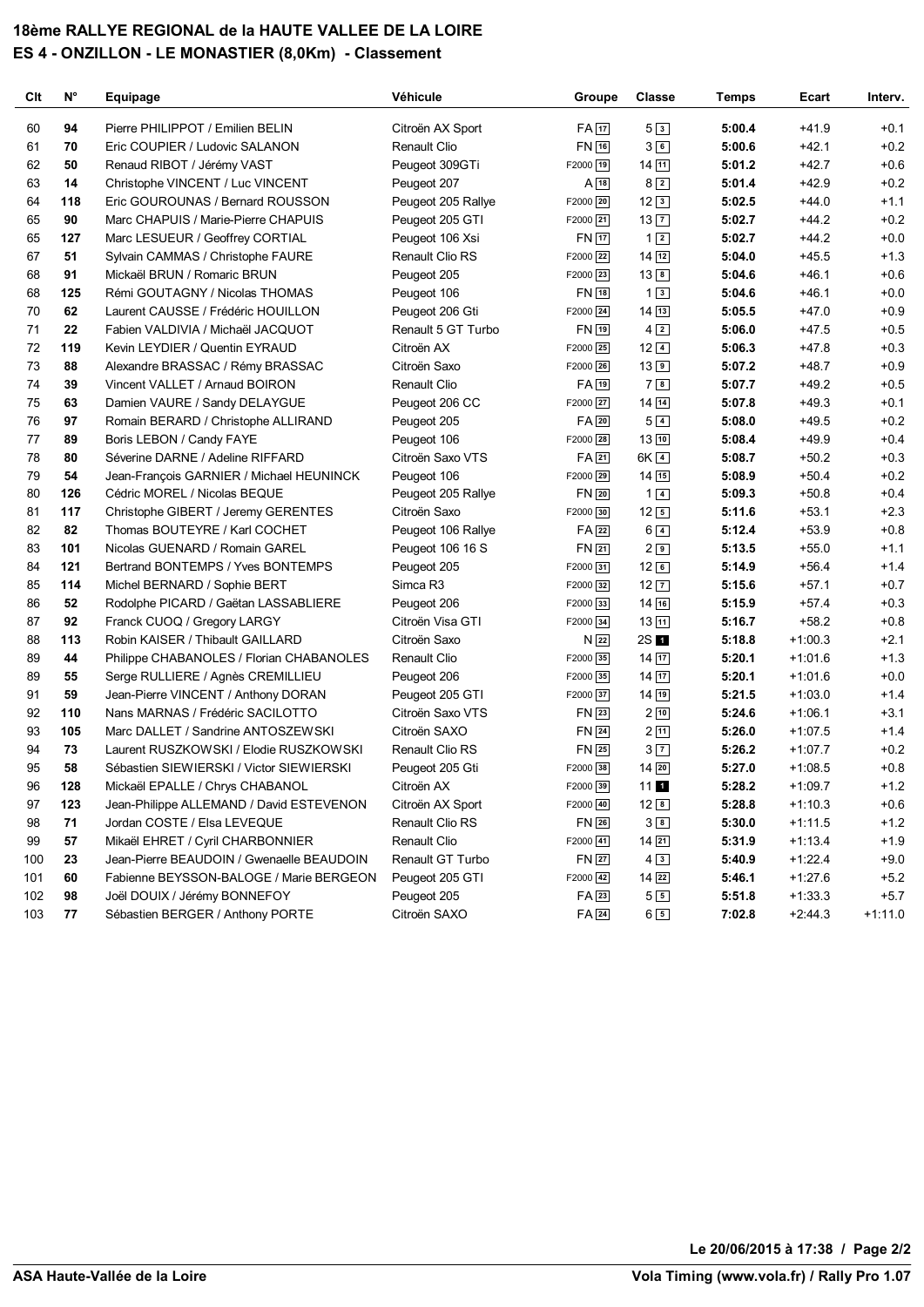# 18ème RALLYE REGIONAL de la HAUTE VALLEE DE LA LOIRE

## ES 4 - ONZILLON - LE MONASTIER (8,0Km) - Classement

| Clt | N° | Equipage | Véhicule | Groupe | Classe | Temps | Ecart | Interv. |
|---|---|---|---|---|---|---|---|---|
| 60 | 94 | Pierre PHILIPPOT / Emilien BELIN | Citroën AX Sport | FA 17 | 5 3 | 5:00.4 | +41.9 | +0.1 |
| 61 | 70 | Eric COUPIER / Ludovic SALANON | Renault Clio | FN 16 | 3 6 | 5:00.6 | +42.1 | +0.2 |
| 62 | 50 | Renaud RIBOT / Jérémy VAST | Peugeot 309GTi | F2000 19 | 14 11 | 5:01.2 | +42.7 | +0.6 |
| 63 | 14 | Christophe VINCENT / Luc VINCENT | Peugeot 207 | A 18 | 8 2 | 5:01.4 | +42.9 | +0.2 |
| 64 | 118 | Eric GOUROUNAS / Bernard ROUSSON | Peugeot 205 Rallye | F2000 20 | 12 3 | 5:02.5 | +44.0 | +1.1 |
| 65 | 90 | Marc CHAPUIS / Marie-Pierre CHAPUIS | Peugeot 205 GTI | F2000 21 | 13 7 | 5:02.7 | +44.2 | +0.2 |
| 65 | 127 | Marc LESUEUR / Geoffrey CORTIAL | Peugeot 106 Xsi | FN 17 | 1 2 | 5:02.7 | +44.2 | +0.0 |
| 67 | 51 | Sylvain CAMMAS / Christophe FAURE | Renault Clio RS | F2000 22 | 14 12 | 5:04.0 | +45.5 | +1.3 |
| 68 | 91 | Mickaël BRUN / Romaric BRUN | Peugeot 205 | F2000 23 | 13 8 | 5:04.6 | +46.1 | +0.6 |
| 68 | 125 | Rémi GOUTAGNY / Nicolas THOMAS | Peugeot 106 | FN 18 | 1 3 | 5:04.6 | +46.1 | +0.0 |
| 70 | 62 | Laurent CAUSSE / Frédéric HOUILLON | Peugeot 206 Gti | F2000 24 | 14 13 | 5:05.5 | +47.0 | +0.9 |
| 71 | 22 | Fabien VALDIVIA / Michaël JACQUOT | Renault 5 GT Turbo | FN 19 | 4 2 | 5:06.0 | +47.5 | +0.5 |
| 72 | 119 | Kevin LEYDIER / Quentin EYRAUD | Citroën AX | F2000 25 | 12 4 | 5:06.3 | +47.8 | +0.3 |
| 73 | 88 | Alexandre BRASSAC / Rémy BRASSAC | Citroën Saxo | F2000 26 | 13 9 | 5:07.2 | +48.7 | +0.9 |
| 74 | 39 | Vincent VALLET / Arnaud BOIRON | Renault Clio | FA 19 | 7 8 | 5:07.7 | +49.2 | +0.5 |
| 75 | 63 | Damien VAURE / Sandy DELAYGUE | Peugeot 206 CC | F2000 27 | 14 14 | 5:07.8 | +49.3 | +0.1 |
| 76 | 97 | Romain BERARD / Christophe ALLIRAND | Peugeot 205 | FA 20 | 5 4 | 5:08.0 | +49.5 | +0.2 |
| 77 | 89 | Boris LEBON / Candy FAYE | Peugeot 106 | F2000 28 | 13 10 | 5:08.4 | +49.9 | +0.4 |
| 78 | 80 | Séverine DARNE / Adeline RIFFARD | Citroën Saxo VTS | FA 21 | 6K 4 | 5:08.7 | +50.2 | +0.3 |
| 79 | 54 | Jean-François GARNIER / Michael HEUNINCK | Peugeot 106 | F2000 29 | 14 15 | 5:08.9 | +50.4 | +0.2 |
| 80 | 126 | Cédric MOREL / Nicolas BEQUE | Peugeot 205 Rallye | FN 20 | 1 4 | 5:09.3 | +50.8 | +0.4 |
| 81 | 117 | Christophe GIBERT / Jeremy GERENTES | Citroën Saxo | F2000 30 | 12 5 | 5:11.6 | +53.1 | +2.3 |
| 82 | 82 | Thomas BOUTEYRE / Karl COCHET | Peugeot 106 Rallye | FA 22 | 6 4 | 5:12.4 | +53.9 | +0.8 |
| 83 | 101 | Nicolas GUENARD / Romain GAREL | Peugeot 106 16 S | FN 21 | 2 9 | 5:13.5 | +55.0 | +1.1 |
| 84 | 121 | Bertrand BONTEMPS / Yves BONTEMPS | Peugeot 205 | F2000 31 | 12 6 | 5:14.9 | +56.4 | +1.4 |
| 85 | 114 | Michel BERNARD / Sophie BERT | Simca R3 | F2000 32 | 12 7 | 5:15.6 | +57.1 | +0.7 |
| 86 | 52 | Rodolphe PICARD / Gaëtan LASSABLIERE | Peugeot 206 | F2000 33 | 14 16 | 5:15.9 | +57.4 | +0.3 |
| 87 | 92 | Franck CUOQ / Gregory LARGY | Citroën Visa GTI | F2000 34 | 13 11 | 5:16.7 | +58.2 | +0.8 |
| 88 | 113 | Robin KAISER / Thibault GAILLARD | Citroën Saxo | N 22 | 2S 1 | 5:18.8 | +1:00.3 | +2.1 |
| 89 | 44 | Philippe CHABANOLES / Florian CHABANOLES | Renault Clio | F2000 35 | 14 17 | 5:20.1 | +1:01.6 | +1.3 |
| 89 | 55 | Serge RULLIERE / Agnès CREMILLIEU | Peugeot 206 | F2000 35 | 14 17 | 5:20.1 | +1:01.6 | +0.0 |
| 91 | 59 | Jean-Pierre VINCENT / Anthony DORAN | Peugeot 205 GTI | F2000 37 | 14 19 | 5:21.5 | +1:03.0 | +1.4 |
| 92 | 110 | Nans MARNAS / Frédéric SACILOTTO | Citroën Saxo VTS | FN 23 | 2 10 | 5:24.6 | +1:06.1 | +3.1 |
| 93 | 105 | Marc DALLET / Sandrine ANTOSZEWSKI | Citroën SAXO | FN 24 | 2 11 | 5:26.0 | +1:07.5 | +1.4 |
| 94 | 73 | Laurent RUSZKOWSKI / Elodie RUSZKOWSKI | Renault Clio RS | FN 25 | 3 7 | 5:26.2 | +1:07.7 | +0.2 |
| 95 | 58 | Sébastien SIEWIERSKI / Victor SIEWIERSKI | Peugeot 205 Gti | F2000 38 | 14 20 | 5:27.0 | +1:08.5 | +0.8 |
| 96 | 128 | Mickaël EPALLE / Chrys CHABANOL | Citroën AX | F2000 39 | 11 1 | 5:28.2 | +1:09.7 | +1.2 |
| 97 | 123 | Jean-Philippe ALLEMAND / David ESTEVENON | Citroën AX Sport | F2000 40 | 12 8 | 5:28.8 | +1:10.3 | +0.6 |
| 98 | 71 | Jordan COSTE / Elsa LEVEQUE | Renault Clio RS | FN 26 | 3 8 | 5:30.0 | +1:11.5 | +1.2 |
| 99 | 57 | Mikaël EHRET / Cyril CHARBONNIER | Renault Clio | F2000 41 | 14 21 | 5:31.9 | +1:13.4 | +1.9 |
| 100 | 23 | Jean-Pierre BEAUDOIN / Gwenaelle BEAUDOIN | Renault GT Turbo | FN 27 | 4 3 | 5:40.9 | +1:22.4 | +9.0 |
| 101 | 60 | Fabienne BEYSSON-BALOGE / Marie BERGEON | Peugeot 205 GTI | F2000 42 | 14 22 | 5:46.1 | +1:27.6 | +5.2 |
| 102 | 98 | Joël DOUIX / Jérémy BONNEFOY | Peugeot 205 | FA 23 | 5 5 | 5:51.8 | +1:33.3 | +5.7 |
| 103 | 77 | Sébastien BERGER / Anthony PORTE | Citroën SAXO | FA 24 | 6 5 | 7:02.8 | +2:44.3 | +1:11.0 |

Le 20/06/2015 à 17:38

ASA Haute-Vallée de la Loire

Vola Timing (www.vola.fr) / Rally Pro 1.07